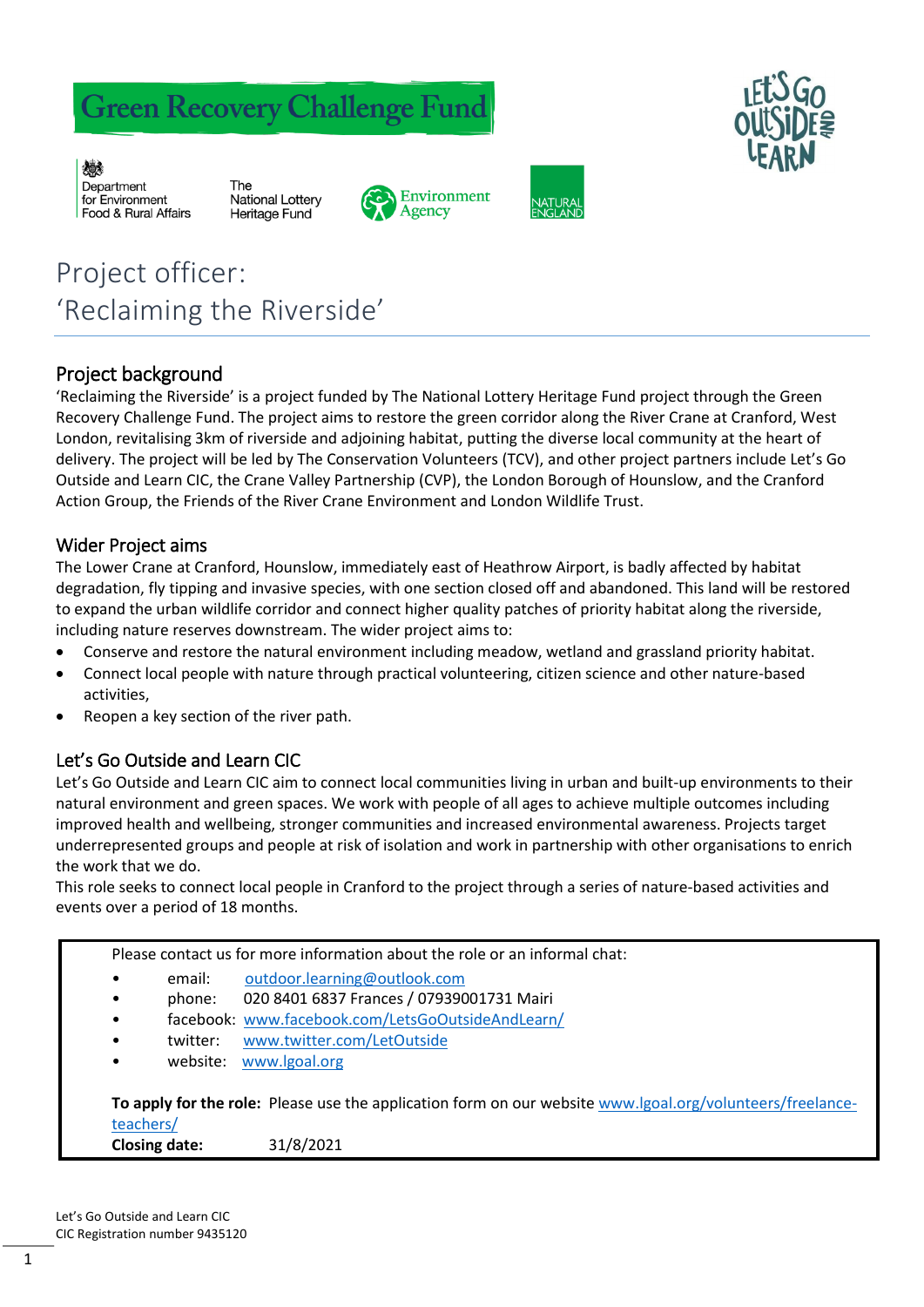Green Recovery Challenge Fund

Department for Environment Food & Rural Affairs

The National Lottery Heritage Fund

Environment Agency

NATURAL ENGLAND

LET'S GO OUTSIDE AND LEARN

# Project officer: 'Reclaiming the Riverside'

## Project background

'Reclaiming the Riverside' is a project funded by The National Lottery Heritage Fund project through the Green Recovery Challenge Fund. The project aims to restore the green corridor along the River Crane at Cranford, West London, revitalising 3km of riverside and adjoining habitat, putting the diverse local community at the heart of delivery. The project will be led by The Conservation Volunteers (TCV), and other project partners include Let's Go Outside and Learn CIC, the Crane Valley Partnership (CVP), the London Borough of Hounslow, and the Cranford Action Group, the Friends of the River Crane Environment and London Wildlife Trust.

## Wider Project aims

The Lower Crane at Cranford, Hounslow, immediately east of Heathrow Airport, is badly affected by habitat degradation, fly tipping and invasive species, with one section closed off and abandoned. This land will be restored to expand the urban wildlife corridor and connect higher quality patches of priority habitat along the riverside, including nature reserves downstream. The wider project aims to:

- Conserve and restore the natural environment including meadow, wetland and grassland priority habitat.
- Connect local people with nature through practical volunteering, citizen science and other nature-based activities,
- Reopen a key section of the river path.

## Let's Go Outside and Learn CIC

Let's Go Outside and Learn CIC aim to connect local communities living in urban and built-up environments to their natural environment and green spaces. We work with people of all ages to achieve multiple outcomes including improved health and wellbeing, stronger communities and increased environmental awareness. Projects target underrepresented groups and people at risk of isolation and work in partnership with other organisations to enrich the work that we do.
This role seeks to connect local people in Cranford to the project through a series of nature-based activities and events over a period of 18 months.

Please contact us for more information about the role or an informal chat:

- email: outdoor.learning@outlook.com
- phone: 020 8401 6837 Frances / 07939001731 Mairi
- facebook: www.facebook.com/LetsGoOutsideAndLearn/
- twitter: www.twitter.com/LetOutside
- website: www.lgoal.org

**To apply for the role:** Please use the application form on our website www.lgoal.org/volunteers/freelance-teachers/
**Closing date:** 31/8/2021

Let's Go Outside and Learn CIC
CIC Registration number 9435120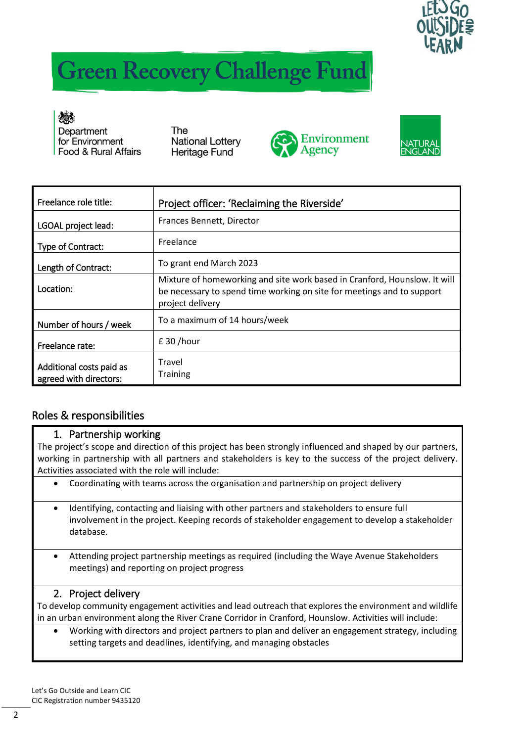# Green Recovery Challenge Fund

Department for Environment Food & Rural Affairs

The National Lottery Heritage Fund

Environment Agency

NATURAL ENGLAND

| | |
|---|---|
| Freelance role title: | Project officer: 'Reclaiming the Riverside' |
| LGOAL project lead: | Frances Bennett, Director |
| Type of Contract: | Freelance |
| Length of Contract: | To grant end March 2023 |
| Location: | Mixture of homeworking and site work based in Cranford, Hounslow. It will be necessary to spend time working on site for meetings and to support project delivery |
| Number of hours / week | To a maximum of 14 hours/week |
| Freelance rate: | £ 30 /hour |
| Additional costs paid as agreed with directors: | Travel<br>Training |

## Roles & responsibilities

### 1. Partnership working

The project's scope and direction of this project has been strongly influenced and shaped by our partners, working in partnership with all partners and stakeholders is key to the success of the project delivery. Activities associated with the role will include:

- Coordinating with teams across the organisation and partnership on project delivery
- Identifying, contacting and liaising with other partners and stakeholders to ensure full involvement in the project. Keeping records of stakeholder engagement to develop a stakeholder database.
- Attending project partnership meetings as required (including the Waye Avenue Stakeholders meetings) and reporting on project progress

### 2. Project delivery

To develop community engagement activities and lead outreach that explores the environment and wildlife in an urban environment along the River Crane Corridor in Cranford, Hounslow. Activities will include:

- Working with directors and project partners to plan and deliver an engagement strategy, including setting targets and deadlines, identifying, and managing obstacles

Let's Go Outside and Learn CIC
CIC Registration number 9435120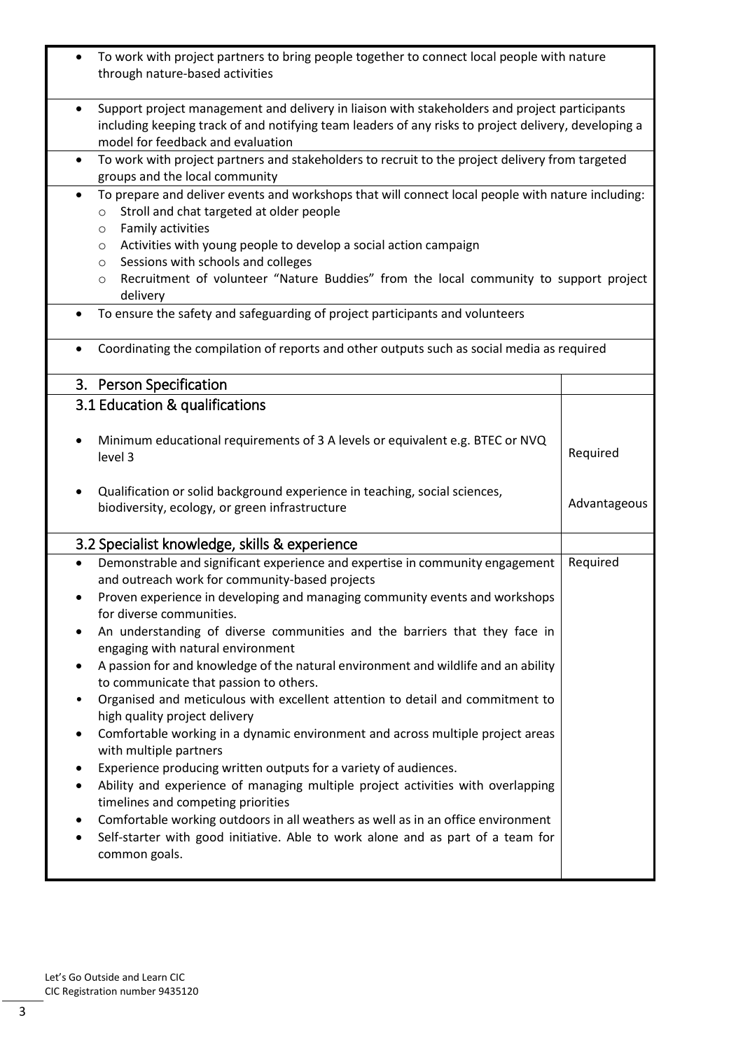- To work with project partners to bring people together to connect local people with nature through nature-based activities
- Support project management and delivery in liaison with stakeholders and project participants including keeping track of and notifying team leaders of any risks to project delivery, developing a model for feedback and evaluation
- To work with project partners and stakeholders to recruit to the project delivery from targeted groups and the local community
- To prepare and deliver events and workshops that will connect local people with nature including:
  - Stroll and chat targeted at older people
  - Family activities
  - Activities with young people to develop a social action campaign
  - Sessions with schools and colleges
  - Recruitment of volunteer "Nature Buddies" from the local community to support project delivery
- To ensure the safety and safeguarding of project participants and volunteers
- Coordinating the compilation of reports and other outputs such as social media as required

## 3. Person Specification

| | |
|---|---|
| **3.1 Education & qualifications** | |
| Minimum educational requirements of 3 A levels or equivalent e.g. BTEC or NVQ level 3 | Required |
| Qualification or solid background experience in teaching, social sciences, biodiversity, ecology, or green infrastructure | Advantageous |
| **3.2 Specialist knowledge, skills & experience** | |
| • Demonstrable and significant experience and expertise in community engagement and outreach work for community-based projects<br>• Proven experience in developing and managing community events and workshops for diverse communities.<br>• An understanding of diverse communities and the barriers that they face in engaging with natural environment<br>• A passion for and knowledge of the natural environment and wildlife and an ability to communicate that passion to others.<br>• Organised and meticulous with excellent attention to detail and commitment to high quality project delivery<br>• Comfortable working in a dynamic environment and across multiple project areas with multiple partners<br>• Experience producing written outputs for a variety of audiences.<br>• Ability and experience of managing multiple project activities with overlapping timelines and competing priorities<br>• Comfortable working outdoors in all weathers as well as in an office environment<br>• Self-starter with good initiative. Able to work alone and as part of a team for common goals. | Required |

Let's Go Outside and Learn CIC
CIC Registration number 9435120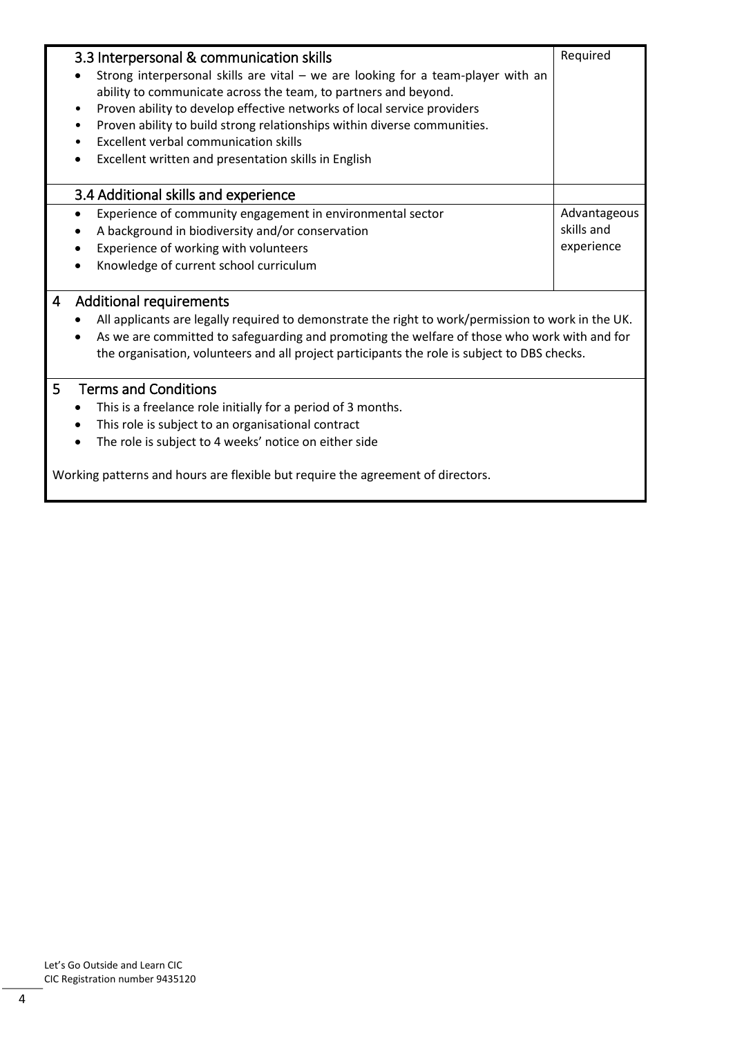| | |
|---|---|
| **3.3 Interpersonal & communication skills**<br>• Strong interpersonal skills are vital – we are looking for a team-player with an ability to communicate across the team, to partners and beyond.<br>• Proven ability to develop effective networks of local service providers<br>• Proven ability to build strong relationships within diverse communities.<br>• Excellent verbal communication skills<br>• Excellent written and presentation skills in English | Required |
| **3.4 Additional skills and experience** | |
| • Experience of community engagement in environmental sector<br>• A background in biodiversity and/or conservation<br>• Experience of working with volunteers<br>• Knowledge of current school curriculum | Advantageous skills and experience |

## 4 Additional requirements

- All applicants are legally required to demonstrate the right to work/permission to work in the UK.
- As we are committed to safeguarding and promoting the welfare of those who work with and for the organisation, volunteers and all project participants the role is subject to DBS checks.

## 5 Terms and Conditions

- This is a freelance role initially for a period of 3 months.
- This role is subject to an organisational contract
- The role is subject to 4 weeks' notice on either side

Working patterns and hours are flexible but require the agreement of directors.

Let's Go Outside and Learn CIC
CIC Registration number 9435120